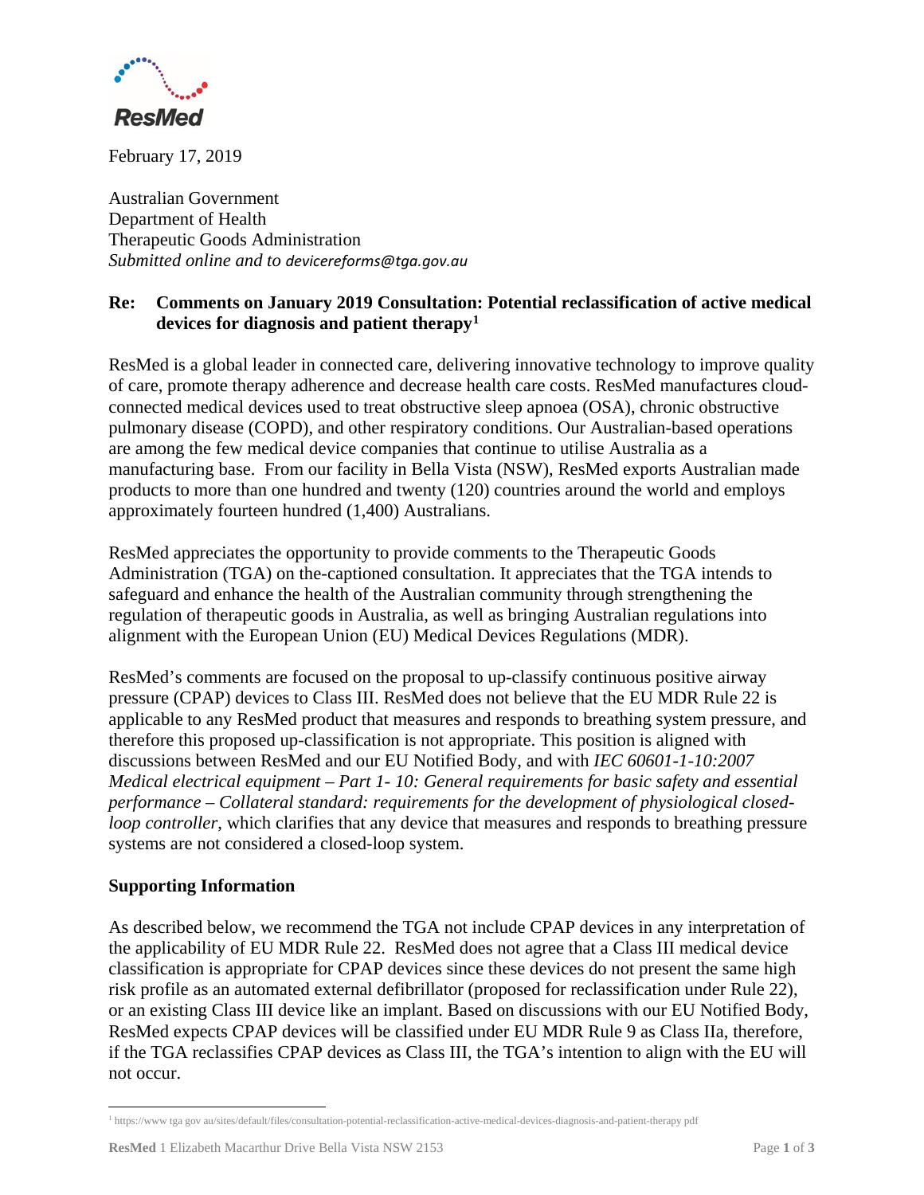**ResMed**

February 17, 2019

Australian Government
Department of Health
Therapeutic Goods Administration
*Submitted online and to devicereforms@tga.gov.au*

**Re: Comments on January 2019 Consultation: Potential reclassification of active medical devices for diagnosis and patient therapy[1]**

ResMed is a global leader in connected care, delivering innovative technology to improve quality of care, promote therapy adherence and decrease health care costs. ResMed manufactures cloud-connected medical devices used to treat obstructive sleep apnoea (OSA), chronic obstructive pulmonary disease (COPD), and other respiratory conditions. Our Australian-based operations are among the few medical device companies that continue to utilise Australia as a manufacturing base. From our facility in Bella Vista (NSW), ResMed exports Australian made products to more than one hundred and twenty (120) countries around the world and employs approximately fourteen hundred (1,400) Australians.

ResMed appreciates the opportunity to provide comments to the Therapeutic Goods Administration (TGA) on the-captioned consultation. It appreciates that the TGA intends to safeguard and enhance the health of the Australian community through strengthening the regulation of therapeutic goods in Australia, as well as bringing Australian regulations into alignment with the European Union (EU) Medical Devices Regulations (MDR).

ResMed's comments are focused on the proposal to up-classify continuous positive airway pressure (CPAP) devices to Class III. ResMed does not believe that the EU MDR Rule 22 is applicable to any ResMed product that measures and responds to breathing system pressure, and therefore this proposed up-classification is not appropriate. This position is aligned with discussions between ResMed and our EU Notified Body, and with *IEC 60601-1-10:2007 Medical electrical equipment – Part 1- 10: General requirements for basic safety and essential performance – Collateral standard: requirements for the development of physiological closed-loop controller*, which clarifies that any device that measures and responds to breathing pressure systems are not considered a closed-loop system.

## Supporting Information

As described below, we recommend the TGA not include CPAP devices in any interpretation of the applicability of EU MDR Rule 22. ResMed does not agree that a Class III medical device classification is appropriate for CPAP devices since these devices do not present the same high risk profile as an automated external defibrillator (proposed for reclassification under Rule 22), or an existing Class III device like an implant. Based on discussions with our EU Notified Body, ResMed expects CPAP devices will be classified under EU MDR Rule 9 as Class IIa, therefore, if the TGA reclassifies CPAP devices as Class III, the TGA's intention to align with the EU will not occur.

---

[1] https://www tga gov au/sites/default/files/consultation-potential-reclassification-active-medical-devices-diagnosis-and-patient-therapy pdf

**ResMed** 1 Elizabeth Macarthur Drive Bella Vista NSW 2153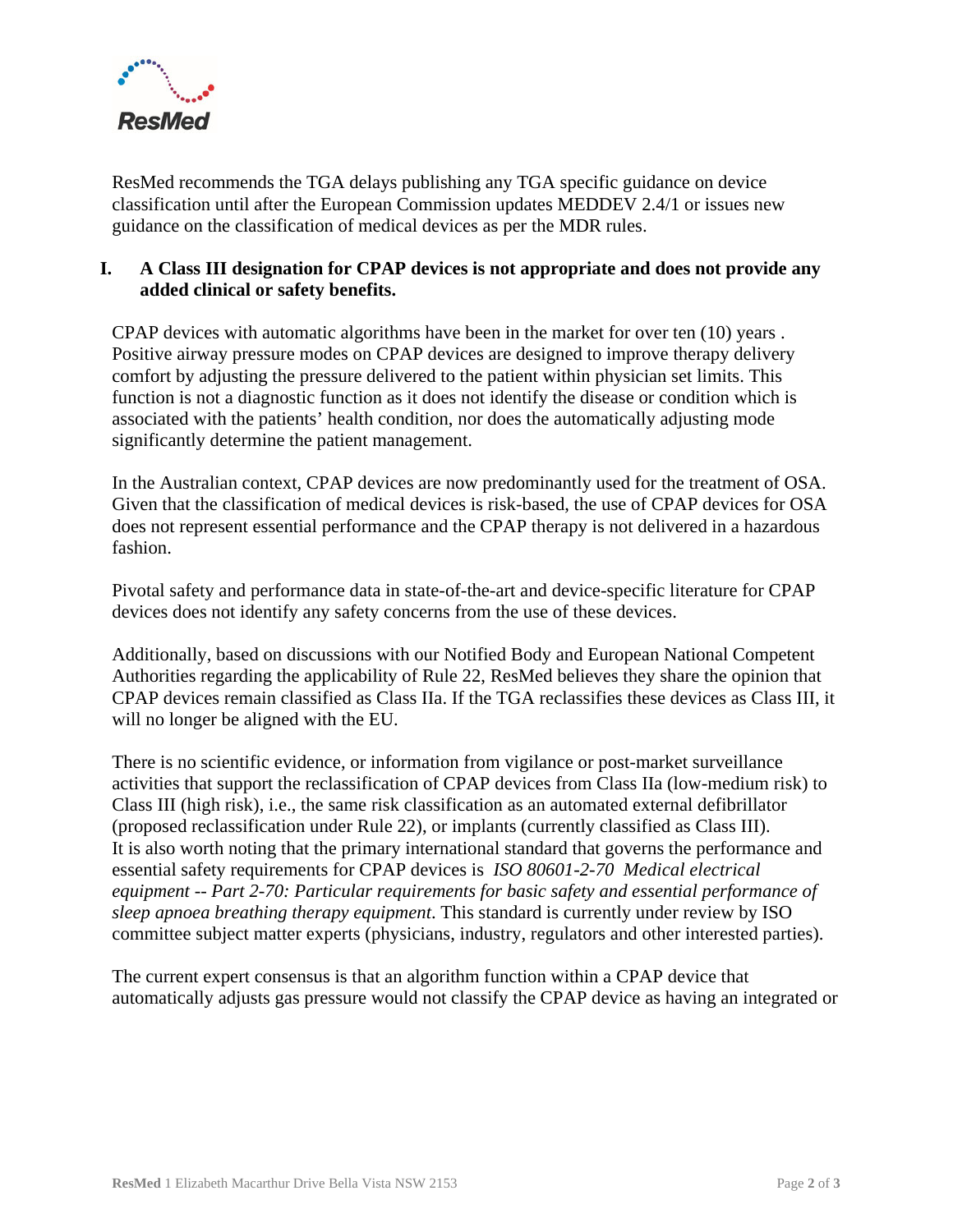ResMed recommends the TGA delays publishing any TGA specific guidance on device classification until after the European Commission updates MEDDEV 2.4/1 or issues new guidance on the classification of medical devices as per the MDR rules.

## I. A Class III designation for CPAP devices is not appropriate and does not provide any added clinical or safety benefits.

CPAP devices with automatic algorithms have been in the market for over ten (10) years . Positive airway pressure modes on CPAP devices are designed to improve therapy delivery comfort by adjusting the pressure delivered to the patient within physician set limits. This function is not a diagnostic function as it does not identify the disease or condition which is associated with the patients' health condition, nor does the automatically adjusting mode significantly determine the patient management.

In the Australian context, CPAP devices are now predominantly used for the treatment of OSA. Given that the classification of medical devices is risk-based, the use of CPAP devices for OSA does not represent essential performance and the CPAP therapy is not delivered in a hazardous fashion.

Pivotal safety and performance data in state-of-the-art and device-specific literature for CPAP devices does not identify any safety concerns from the use of these devices.

Additionally, based on discussions with our Notified Body and European National Competent Authorities regarding the applicability of Rule 22, ResMed believes they share the opinion that CPAP devices remain classified as Class IIa. If the TGA reclassifies these devices as Class III, it will no longer be aligned with the EU.

There is no scientific evidence, or information from vigilance or post-market surveillance activities that support the reclassification of CPAP devices from Class IIa (low-medium risk) to Class III (high risk), i.e., the same risk classification as an automated external defibrillator (proposed reclassification under Rule 22), or implants (currently classified as Class III). It is also worth noting that the primary international standard that governs the performance and essential safety requirements for CPAP devices is *ISO 80601-2-70 Medical electrical equipment -- Part 2-70: Particular requirements for basic safety and essential performance of sleep apnoea breathing therapy equipment*. This standard is currently under review by ISO committee subject matter experts (physicians, industry, regulators and other interested parties).

The current expert consensus is that an algorithm function within a CPAP device that automatically adjusts gas pressure would not classify the CPAP device as having an integrated or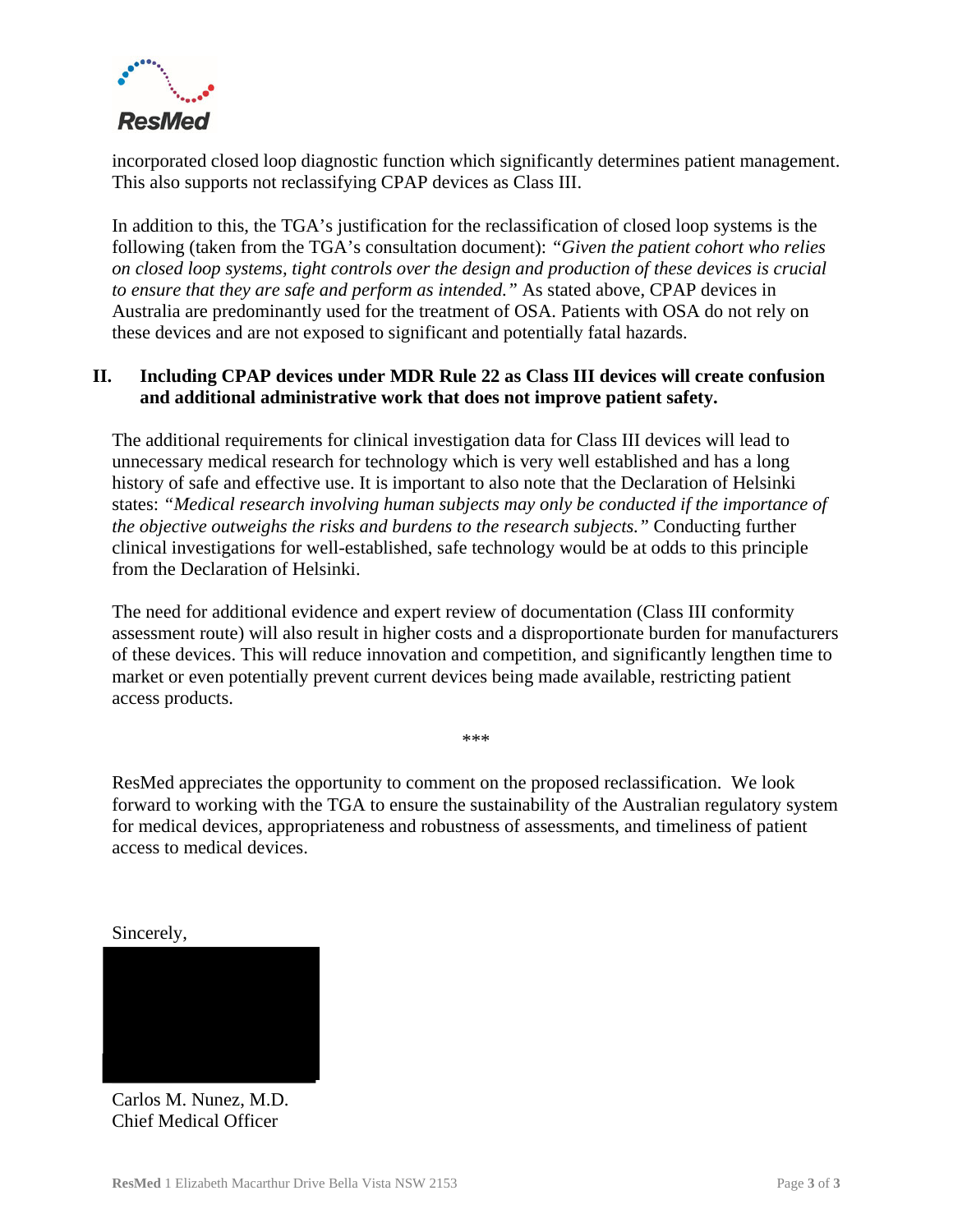incorporated closed loop diagnostic function which significantly determines patient management. This also supports not reclassifying CPAP devices as Class III.

In addition to this, the TGA's justification for the reclassification of closed loop systems is the following (taken from the TGA's consultation document): *"Given the patient cohort who relies on closed loop systems, tight controls over the design and production of these devices is crucial to ensure that they are safe and perform as intended."* As stated above, CPAP devices in Australia are predominantly used for the treatment of OSA. Patients with OSA do not rely on these devices and are not exposed to significant and potentially fatal hazards.

## II. Including CPAP devices under MDR Rule 22 as Class III devices will create confusion and additional administrative work that does not improve patient safety.

The additional requirements for clinical investigation data for Class III devices will lead to unnecessary medical research for technology which is very well established and has a long history of safe and effective use. It is important to also note that the Declaration of Helsinki states: *"Medical research involving human subjects may only be conducted if the importance of the objective outweighs the risks and burdens to the research subjects."* Conducting further clinical investigations for well-established, safe technology would be at odds to this principle from the Declaration of Helsinki.

The need for additional evidence and expert review of documentation (Class III conformity assessment route) will also result in higher costs and a disproportionate burden for manufacturers of these devices. This will reduce innovation and competition, and significantly lengthen time to market or even potentially prevent current devices being made available, restricting patient access products.

***

ResMed appreciates the opportunity to comment on the proposed reclassification. We look forward to working with the TGA to ensure the sustainability of the Australian regulatory system for medical devices, appropriateness and robustness of assessments, and timeliness of patient access to medical devices.

Sincerely,

Carlos M. Nunez, M.D.
Chief Medical Officer

**ResMed** 1 Elizabeth Macarthur Drive Bella Vista NSW 2153